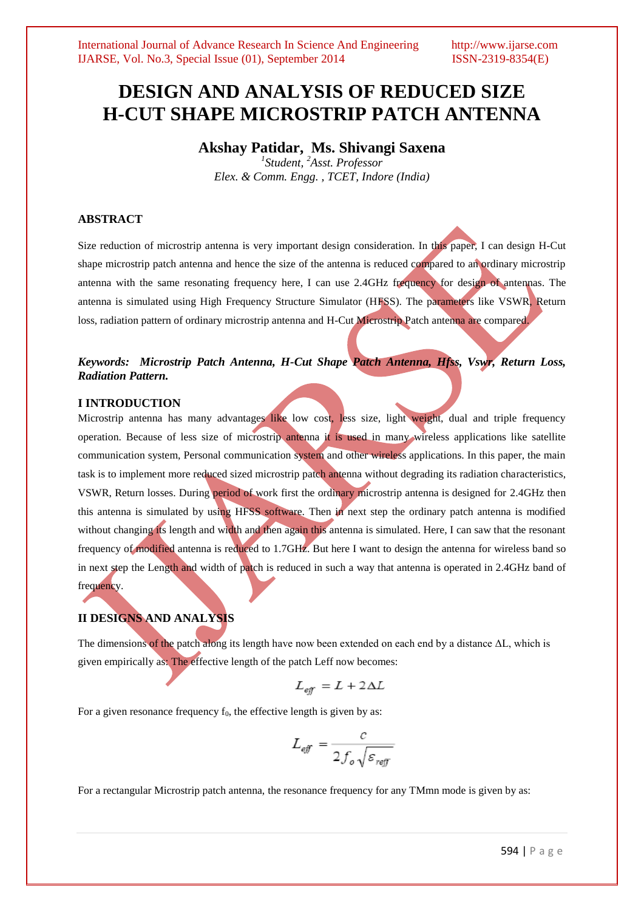# DESIGN AND ANALYSIS OF REDUCED SIZE H-CUT SHAPE MICROSTRIP PATCH ANTENNA

**Akshay Patidar, Ms. Shivangi Saxena**

*[1]Student, [2]Asst. Professor*

*Elex. & Comm. Engg. , TCET, Indore (India)*

## ABSTRACT

Size reduction of microstrip antenna is very important design consideration. In this paper, I can design H-Cut shape microstrip patch antenna and hence the size of the antenna is reduced compared to an ordinary microstrip antenna with the same resonating frequency here, I can use 2.4GHz frequency for design of antennas. The antenna is simulated using High Frequency Structure Simulator (HFSS). The parameters like VSWR, Return loss, radiation pattern of ordinary microstrip antenna and H-Cut Microstrip Patch antenna are compared.

***Keywords:* *Microstrip Patch Antenna, H-Cut Shape Patch Antenna, Hfss, Vswr, Return Loss, Radiation Pattern.***

## I INTRODUCTION

Microstrip antenna has many advantages like low cost, less size, light weight, dual and triple frequency operation. Because of less size of microstrip antenna it is used in many wireless applications like satellite communication system, Personal communication system and other wireless applications. In this paper, the main task is to implement more reduced sized microstrip patch antenna without degrading its radiation characteristics, VSWR, Return losses. During period of work first the ordinary microstrip antenna is designed for 2.4GHz then this antenna is simulated by using HFSS software. Then in next step the ordinary patch antenna is modified without changing its length and width and then again this antenna is simulated. Here, I can saw that the resonant frequency of modified antenna is reduced to 1.7GHz. But here I want to design the antenna for wireless band so in next step the Length and width of patch is reduced in such a way that antenna is operated in 2.4GHz band of frequency.

## II DESIGNS AND ANALYSIS

The dimensions of the patch along its length have now been extended on each end by a distance ΔL, which is given empirically as: The effective length of the patch Leff now becomes:

$$L_{eff} = L + 2\Delta L$$

For a given resonance frequency $f_0$, the effective length is given by as:

$$L_{eff} = \frac{c}{2 f_o \sqrt{\varepsilon_{reff}}}$$

For a rectangular Microstrip patch antenna, the resonance frequency for any TMmn mode is given by as: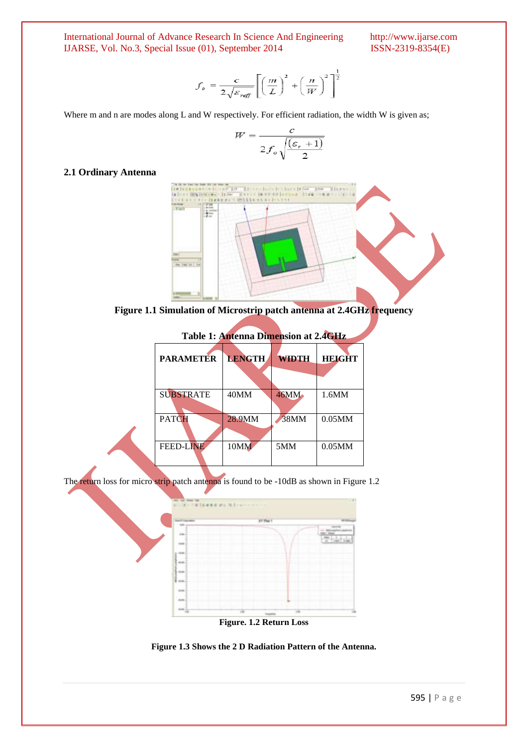$$f_o = \frac{c}{2\sqrt{\varepsilon_{reff}}}\left[\left(\frac{m}{L}\right)^2 + \left(\frac{n}{W}\right)^2\right]^{\frac{1}{2}}$$

Where m and n are modes along L and W respectively. For efficient radiation, the width W is given as;

$$W = \frac{c}{2f_o\sqrt{\frac{(\varepsilon_r + 1)}{2}}}$$

### 2.1 Ordinary Antenna

**Figure 1.1 Simulation of Microstrip patch antenna at 2.4GHz frequency**

**Table 1: Antenna Dimension at 2.4GHz**

| PARAMETER | LENGTH | WIDTH | HEIGHT |
|---|---|---|---|
| SUBSTRATE | 40MM | 46MM | 1.6MM |
| PATCH | 28.9MM | 38MM | 0.05MM |
| FEED-LINE | 10MM | 5MM | 0.05MM |

The return loss for micro strip patch antenna is found to be -10dB as shown in Figure 1.2

**Figure. 1.2 Return Loss**

**Figure 1.3 Shows the 2 D Radiation Pattern of the Antenna.**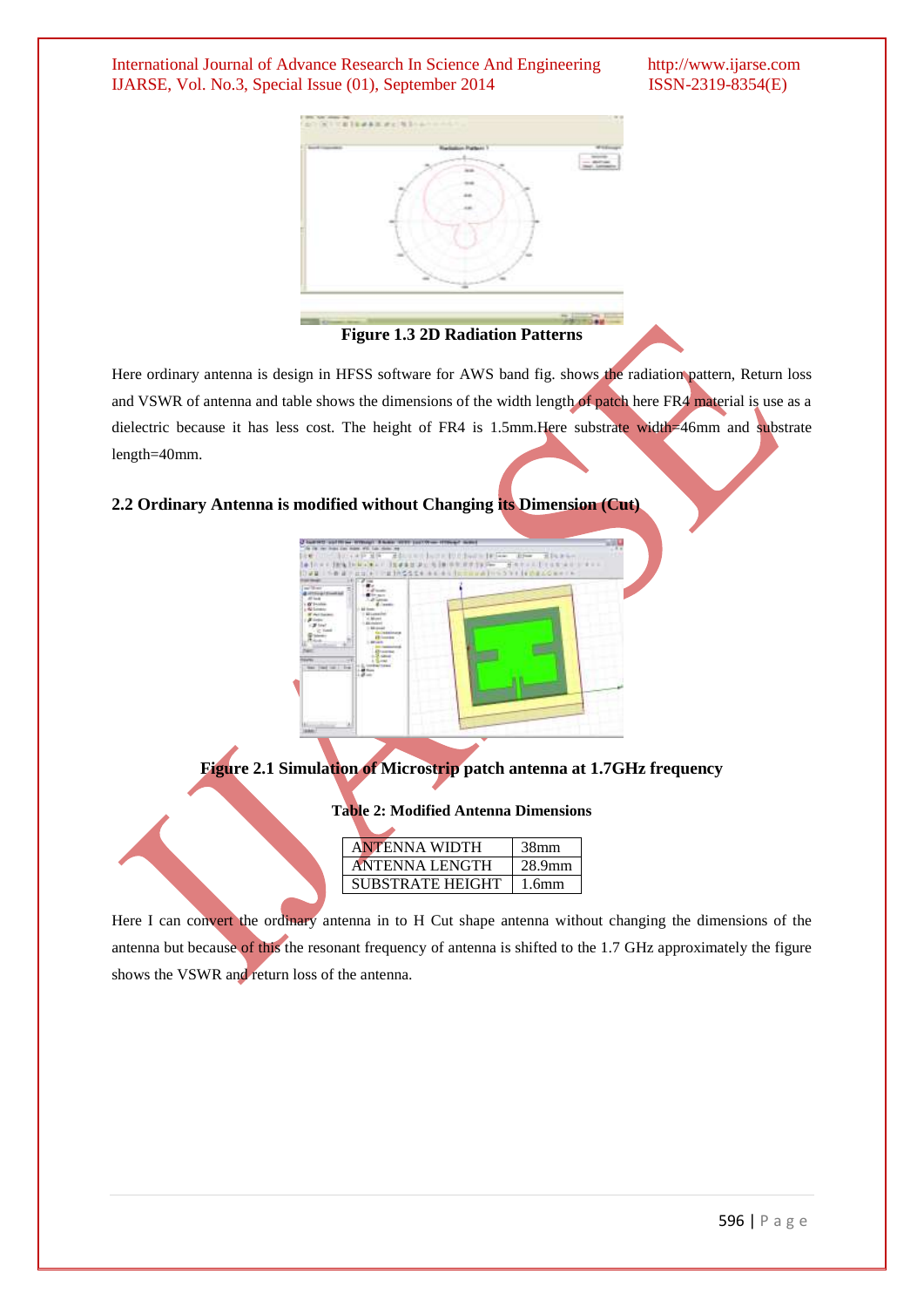**Figure 1.3 2D Radiation Patterns**

Here ordinary antenna is design in HFSS software for AWS band fig. shows the radiation pattern, Return loss and VSWR of antenna and table shows the dimensions of the width length of patch here FR4 material is use as a dielectric because it has less cost. The height of FR4 is 1.5mm.Here substrate width=46mm and substrate length=40mm.

### 2.2 Ordinary Antenna is modified without Changing its Dimension (Cut)

**Figure 2.1 Simulation of Microstrip patch antenna at 1.7GHz frequency**

**Table 2: Modified Antenna Dimensions**

| | |
|---|---|
| ANTENNA WIDTH | 38mm |
| ANTENNA LENGTH | 28.9mm |
| SUBSTRATE HEIGHT | 1.6mm |

Here I can convert the ordinary antenna in to H Cut shape antenna without changing the dimensions of the antenna but because of this the resonant frequency of antenna is shifted to the 1.7 GHz approximately the figure shows the VSWR and return loss of the antenna.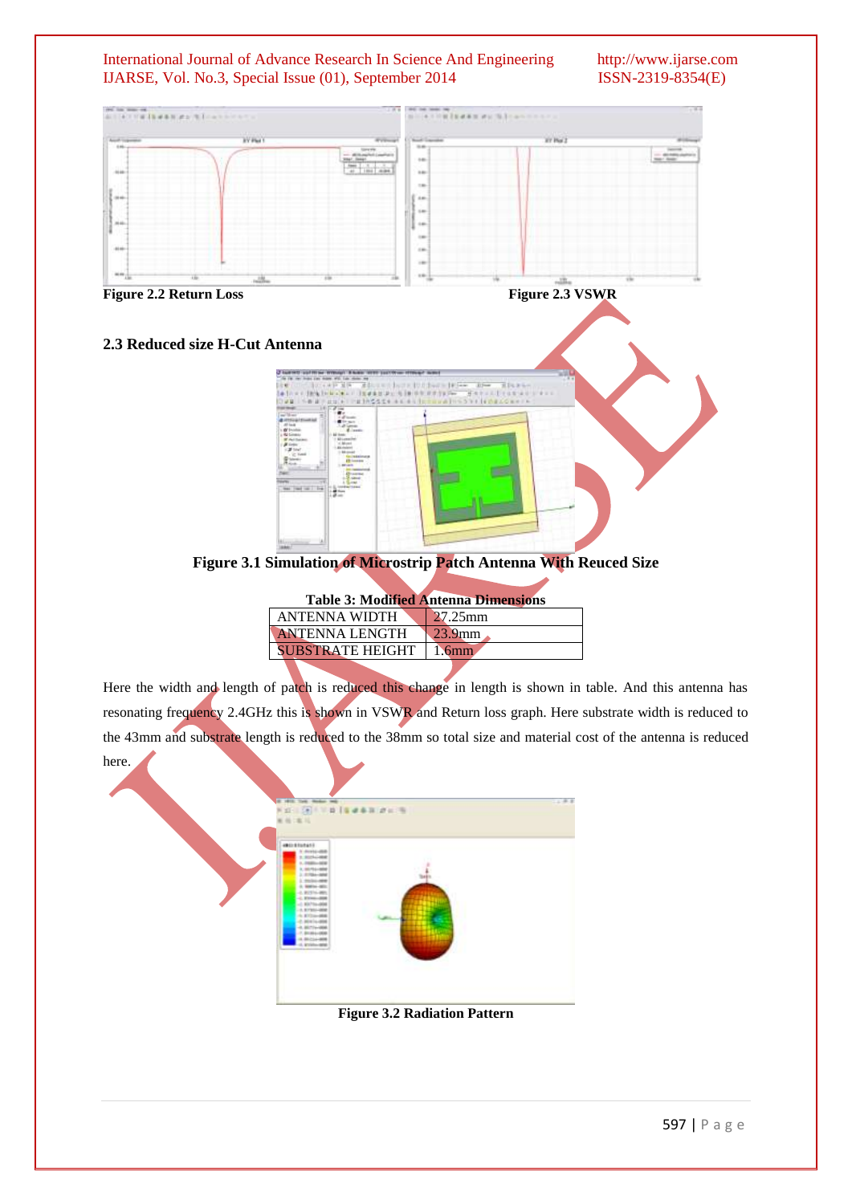Figure 2.2 Return Loss

Figure 2.3 VSWR

### 2.3 Reduced size H-Cut Antenna

Figure 3.1 Simulation of Microstrip Patch Antenna With Reuced Size

**Table 3: Modified Antenna Dimensions**

| | |
|---|---|
| ANTENNA WIDTH | 27.25mm |
| ANTENNA LENGTH | 23.9mm |
| SUBSTRATE HEIGHT | 1.6mm |

Here the width and length of patch is reduced this change in length is shown in table. And this antenna has resonating frequency 2.4GHz this is shown in VSWR and Return loss graph. Here substrate width is reduced to the 43mm and substrate length is reduced to the 38mm so total size and material cost of the antenna is reduced here.

Figure 3.2 Radiation Pattern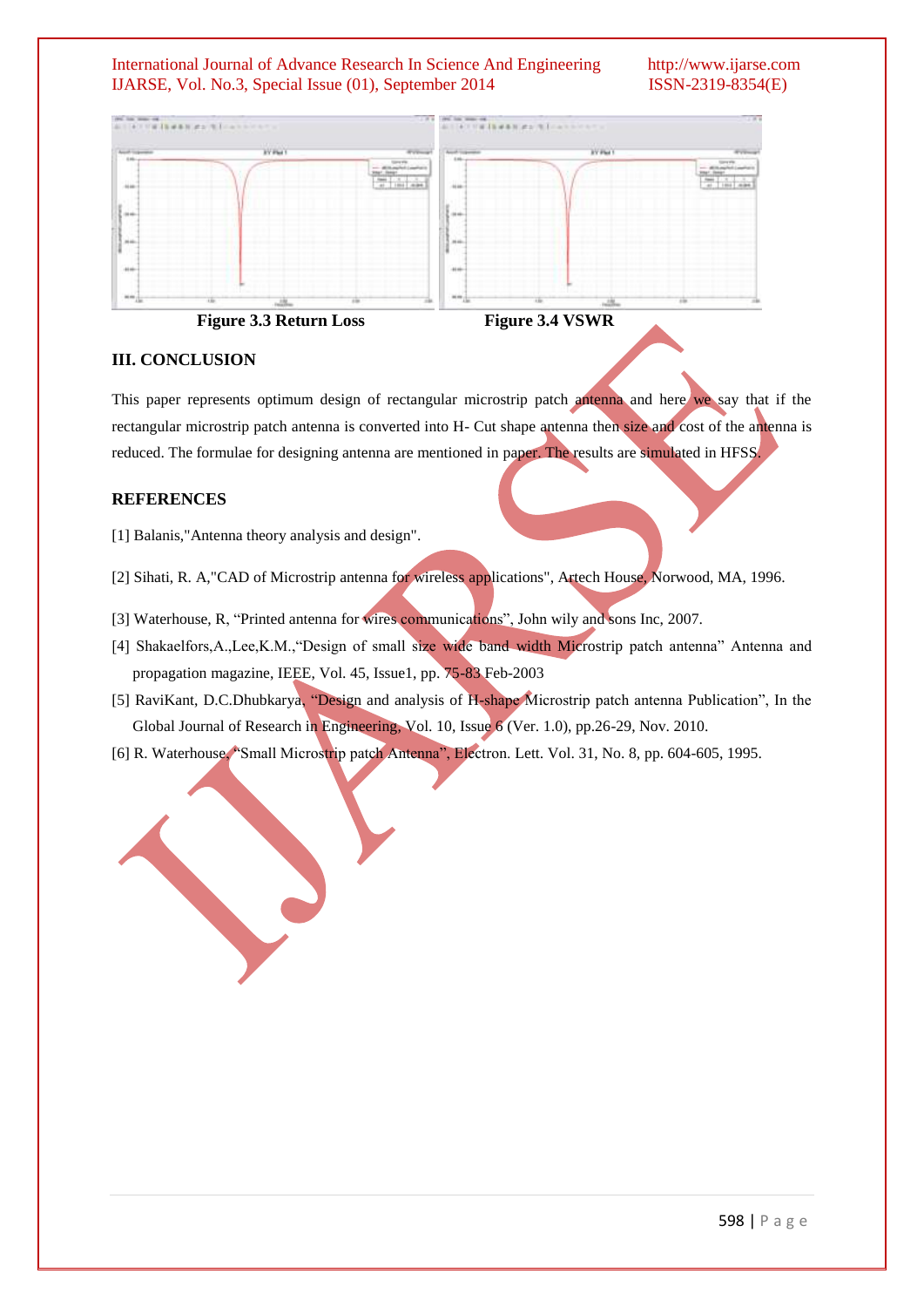Figure 3.3 Return Loss

Figure 3.4 VSWR

## III. CONCLUSION

This paper represents optimum design of rectangular microstrip patch antenna and here we say that if the rectangular microstrip patch antenna is converted into H- Cut shape antenna then size and cost of the antenna is reduced. The formulae for designing antenna are mentioned in paper. The results are simulated in HFSS.

## REFERENCES

[1] Balanis,"Antenna theory analysis and design".

[2] Sihati, R. A,"CAD of Microstrip antenna for wireless applications", Artech House, Norwood, MA, 1996.

[3] Waterhouse, R, "Printed antenna for wires communications", John wily and sons Inc, 2007.

[4] Shakaelfors,A.,Lee,K.M.,"Design of small size wide band width Microstrip patch antenna" Antenna and propagation magazine, IEEE, Vol. 45, Issue1, pp. 75-83 Feb-2003

[5] RaviKant, D.C.Dhubkarya, "Design and analysis of H-shape Microstrip patch antenna Publication", In the Global Journal of Research in Engineering, Vol. 10, Issue 6 (Ver. 1.0), pp.26-29, Nov. 2010.

[6] R. Waterhouse, "Small Microstrip patch Antenna", Electron. Lett. Vol. 31, No. 8, pp. 604-605, 1995.